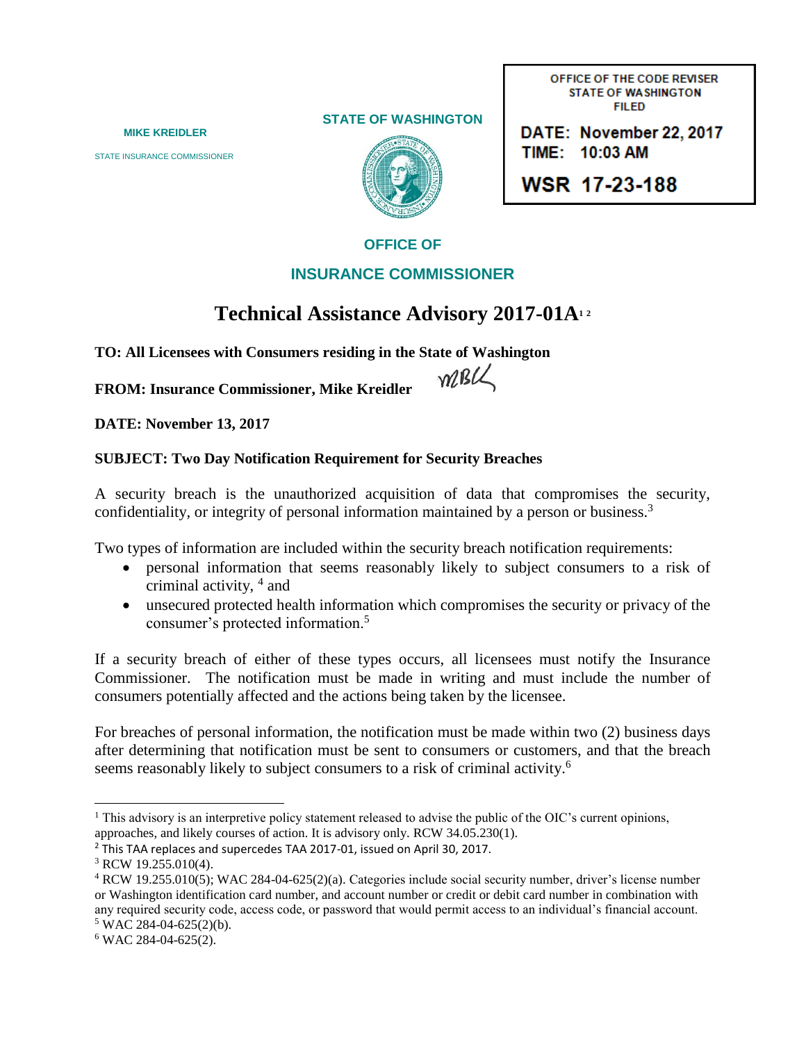MIKE KREIDLER

STATE INSURANCE COMMISSIONER

STATE OF WASHINGTON

OFFICE OF THE CODE REVISER
STATE OF WASHINGTON
FILED

DATE: November 22, 2017
TIME: 10:03 AM

WSR 17-23-188

OFFICE OF

INSURANCE COMMISSIONER

# Technical Assistance Advisory 2017-01A[1] [2]

**TO: All Licensees with Consumers residing in the State of Washington**

**FROM: Insurance Commissioner, Mike Kreidler**

**DATE: November 13, 2017**

**SUBJECT: Two Day Notification Requirement for Security Breaches**

A security breach is the unauthorized acquisition of data that compromises the security, confidentiality, or integrity of personal information maintained by a person or business.[3]

Two types of information are included within the security breach notification requirements:

- personal information that seems reasonably likely to subject consumers to a risk of criminal activity, [4] and
- unsecured protected health information which compromises the security or privacy of the consumer's protected information.[5]

If a security breach of either of these types occurs, all licensees must notify the Insurance Commissioner. The notification must be made in writing and must include the number of consumers potentially affected and the actions being taken by the licensee.

For breaches of personal information, the notification must be made within two (2) business days after determining that notification must be sent to consumers or customers, and that the breach seems reasonably likely to subject consumers to a risk of criminal activity.[6]

---

[1] This advisory is an interpretive policy statement released to advise the public of the OIC's current opinions, approaches, and likely courses of action. It is advisory only. RCW 34.05.230(1).

[2] This TAA replaces and supercedes TAA 2017-01, issued on April 30, 2017.

[3] RCW 19.255.010(4).

[4] RCW 19.255.010(5); WAC 284-04-625(2)(a). Categories include social security number, driver's license number or Washington identification card number, and account number or credit or debit card number in combination with any required security code, access code, or password that would permit access to an individual's financial account.

[5] WAC 284-04-625(2)(b).

[6] WAC 284-04-625(2).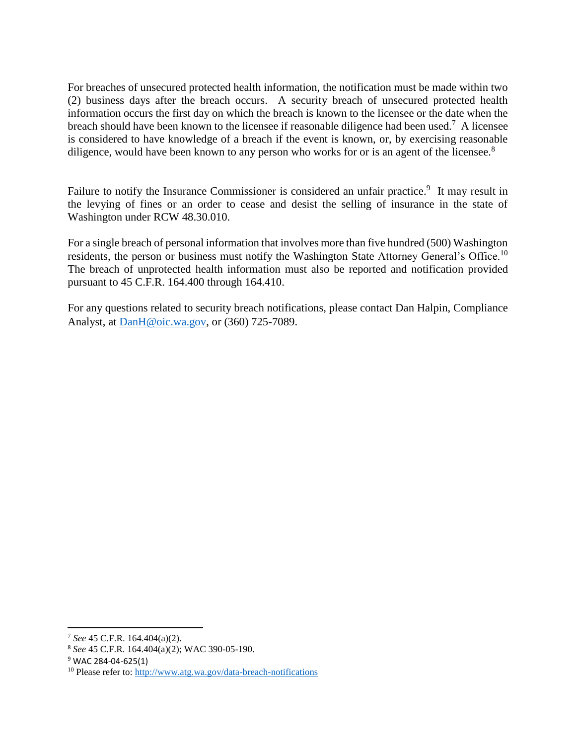For breaches of unsecured protected health information, the notification must be made within two (2) business days after the breach occurs. A security breach of unsecured protected health information occurs the first day on which the breach is known to the licensee or the date when the breach should have been known to the licensee if reasonable diligence had been used.[7] A licensee is considered to have knowledge of a breach if the event is known, or, by exercising reasonable diligence, would have been known to any person who works for or is an agent of the licensee.[8]

Failure to notify the Insurance Commissioner is considered an unfair practice.[9] It may result in the levying of fines or an order to cease and desist the selling of insurance in the state of Washington under RCW 48.30.010.

For a single breach of personal information that involves more than five hundred (500) Washington residents, the person or business must notify the Washington State Attorney General's Office.[10] The breach of unprotected health information must also be reported and notification provided pursuant to 45 C.F.R. 164.400 through 164.410.

For any questions related to security breach notifications, please contact Dan Halpin, Compliance Analyst, at [DanH@oic.wa.gov](mailto:DanH@oic.wa.gov), or (360) 725-7089.

---

[7] *See* 45 C.F.R. 164.404(a)(2).

[8] *See* 45 C.F.R. 164.404(a)(2); WAC 390-05-190.

[9] WAC 284-04-625(1)

[10] Please refer to: [http://www.atg.wa.gov/data-breach-notifications](http://www.atg.wa.gov/data-breach-notifications)